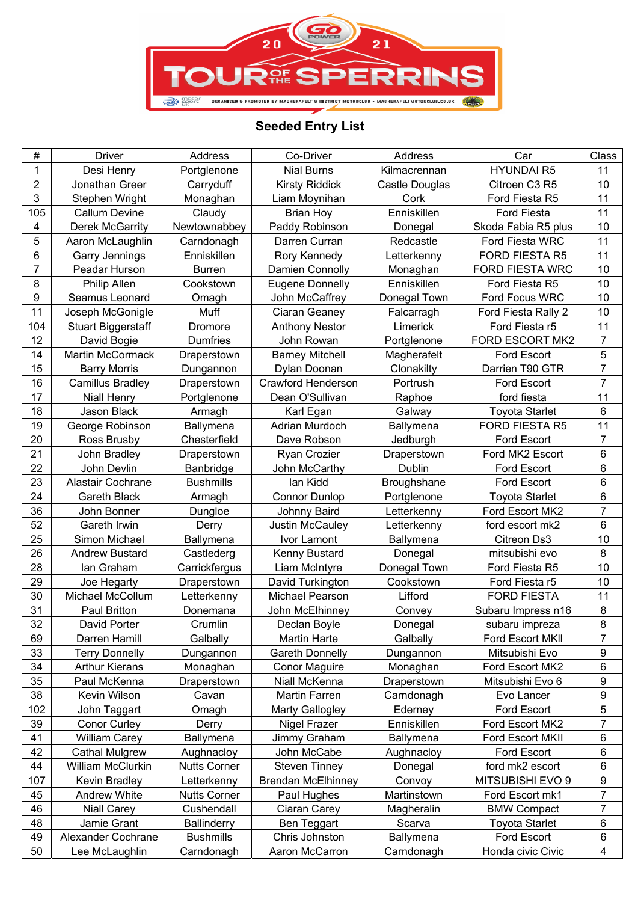# 2021 TOUR OF THE SPERRINS

## Seeded Entry List

| # | Driver | Address | Co-Driver | Address | Car | Class |
|---|---|---|---|---|---|---|
| 1 | Desi Henry | Portglenone | Nial Burns | Kilmacrennan | HYUNDAI R5 | 11 |
| 2 | Jonathan Greer | Carryduff | Kirsty Riddick | Castle Douglas | Citroen C3 R5 | 10 |
| 3 | Stephen Wright | Monaghan | Liam Moynihan | Cork | Ford Fiesta R5 | 11 |
| 105 | Callum Devine | Claudy | Brian Hoy | Enniskillen | Ford Fiesta | 11 |
| 4 | Derek McGarrity | Newtownabbey | Paddy Robinson | Donegal | Skoda Fabia R5 plus | 10 |
| 5 | Aaron McLaughlin | Carndonagh | Darren Curran | Redcastle | Ford Fiesta WRC | 11 |
| 6 | Garry Jennings | Enniskillen | Rory Kennedy | Letterkenny | FORD FIESTA R5 | 11 |
| 7 | Peadar Hurson | Burren | Damien Connolly | Monaghan | FORD FIESTA WRC | 10 |
| 8 | Philip Allen | Cookstown | Eugene Donnelly | Enniskillen | Ford Fiesta R5 | 10 |
| 9 | Seamus Leonard | Omagh | John McCaffrey | Donegal Town | Ford Focus WRC | 10 |
| 11 | Joseph McGonigle | Muff | Ciaran Geaney | Falcarragh | Ford Fiesta Rally 2 | 10 |
| 104 | Stuart Biggerstaff | Dromore | Anthony Nestor | Limerick | Ford Fiesta r5 | 11 |
| 12 | David Bogie | Dumfries | John Rowan | Portglenone | FORD ESCORT MK2 | 7 |
| 14 | Martin McCormack | Draperstown | Barney Mitchell | Magherafelt | Ford Escort | 5 |
| 15 | Barry Morris | Dungannon | Dylan Doonan | Clonakilty | Darrien T90 GTR | 7 |
| 16 | Camillus Bradley | Draperstown | Crawford Henderson | Portrush | Ford Escort | 7 |
| 17 | Niall Henry | Portglenone | Dean O'Sullivan | Raphoe | ford fiesta | 11 |
| 18 | Jason Black | Armagh | Karl Egan | Galway | Toyota Starlet | 6 |
| 19 | George Robinson | Ballymena | Adrian Murdoch | Ballymena | FORD FIESTA R5 | 11 |
| 20 | Ross Brusby | Chesterfield | Dave Robson | Jedburgh | Ford Escort | 7 |
| 21 | John Bradley | Draperstown | Ryan Crozier | Draperstown | Ford MK2 Escort | 6 |
| 22 | John Devlin | Banbridge | John McCarthy | Dublin | Ford Escort | 6 |
| 23 | Alastair Cochrane | Bushmills | Ian Kidd | Broughshane | Ford Escort | 6 |
| 24 | Gareth Black | Armagh | Connor Dunlop | Portglenone | Toyota Starlet | 6 |
| 36 | John Bonner | Dungloe | Johnny Baird | Letterkenny | Ford Escort MK2 | 7 |
| 52 | Gareth Irwin | Derry | Justin McCauley | Letterkenny | ford escort mk2 | 6 |
| 25 | Simon Michael | Ballymena | Ivor Lamont | Ballymena | Citreon Ds3 | 10 |
| 26 | Andrew Bustard | Castlederg | Kenny Bustard | Donegal | mitsubishi evo | 8 |
| 28 | Ian Graham | Carrickfergus | Liam McIntyre | Donegal Town | Ford Fiesta R5 | 10 |
| 29 | Joe Hegarty | Draperstown | David Turkington | Cookstown | Ford Fiesta r5 | 10 |
| 30 | Michael McCollum | Letterkenny | Michael Pearson | Lifford | FORD FIESTA | 11 |
| 31 | Paul Britton | Donemana | John McElhinney | Convey | Subaru Impress n16 | 8 |
| 32 | David Porter | Crumlin | Declan Boyle | Donegal | subaru impreza | 8 |
| 69 | Darren Hamill | Galbally | Martin Harte | Galbally | Ford Escort MKII | 7 |
| 33 | Terry Donnelly | Dungannon | Gareth Donnelly | Dungannon | Mitsubishi Evo | 9 |
| 34 | Arthur Kierans | Monaghan | Conor Maguire | Monaghan | Ford Escort MK2 | 6 |
| 35 | Paul McKenna | Draperstown | Niall McKenna | Draperstown | Mitsubishi Evo 6 | 9 |
| 38 | Kevin Wilson | Cavan | Martin Farren | Carndonagh | Evo Lancer | 9 |
| 102 | John Taggart | Omagh | Marty Gallogley | Ederney | Ford Escort | 5 |
| 39 | Conor Curley | Derry | Nigel Frazer | Enniskillen | Ford Escort MK2 | 7 |
| 41 | William Carey | Ballymena | Jimmy Graham | Ballymena | Ford Escort MKII | 6 |
| 42 | Cathal Mulgrew | Aughnacloy | John McCabe | Aughnacloy | Ford Escort | 6 |
| 44 | William McClurkin | Nutts Corner | Steven Tinney | Donegal | ford mk2 escort | 6 |
| 107 | Kevin Bradley | Letterkenny | Brendan McElhinney | Convoy | MITSUBISHI EVO 9 | 9 |
| 45 | Andrew White | Nutts Corner | Paul Hughes | Martinstown | Ford Escort mk1 | 7 |
| 46 | Niall Carey | Cushendall | Ciaran Carey | Magheralin | BMW Compact | 7 |
| 48 | Jamie Grant | Ballinderry | Ben Teggart | Scarva | Toyota Starlet | 6 |
| 49 | Alexander Cochrane | Bushmills | Chris Johnston | Ballymena | Ford Escort | 6 |
| 50 | Lee McLaughlin | Carndonagh | Aaron McCarron | Carndonagh | Honda civic Civic | 4 |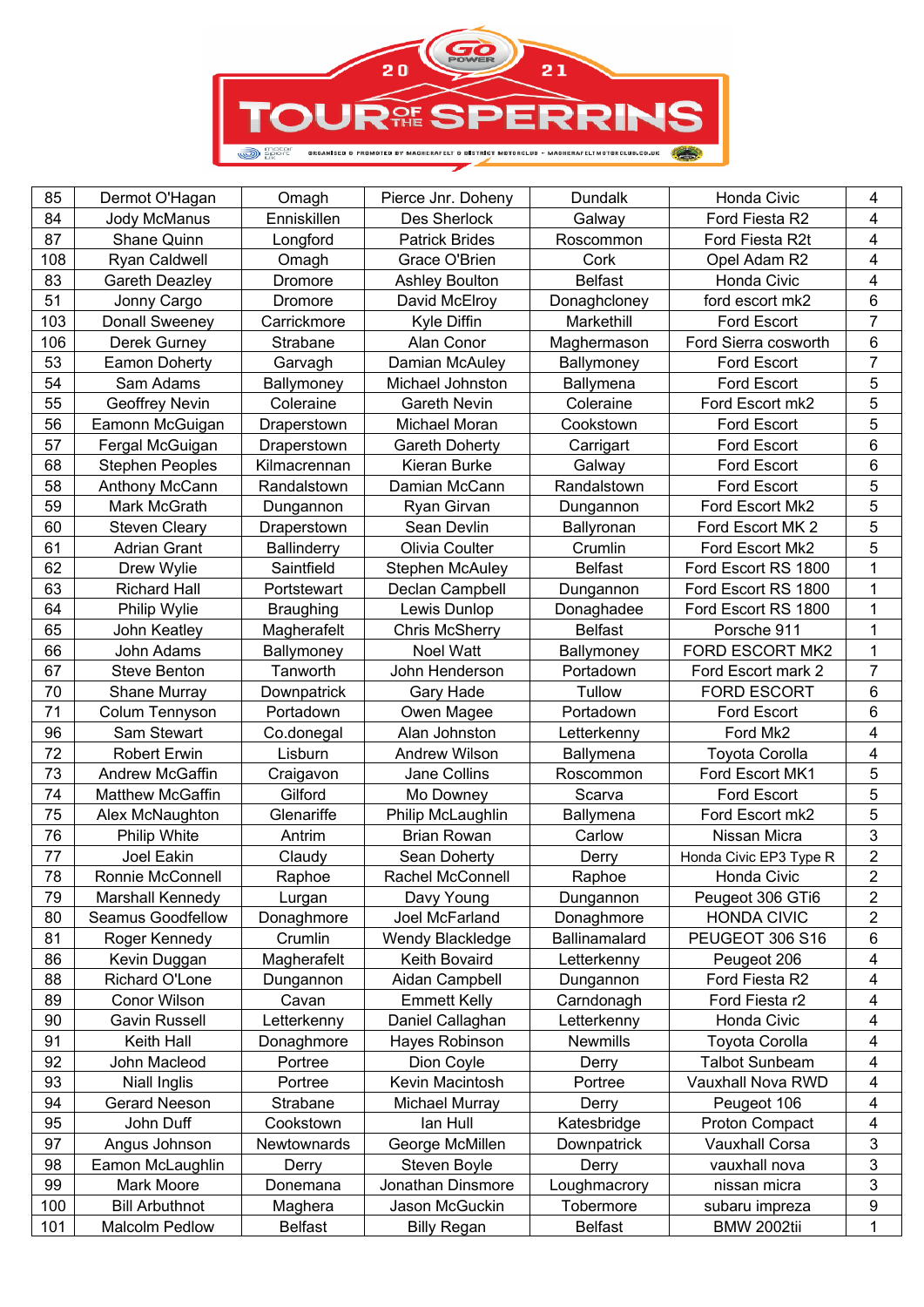# 2021 TOUR OF THE SPERRINS

ORGANISED & PROMOTED BY MAGHERAFELT & DISTRICT MOTORCLUB - MAGHERAFELTMOTORCLUB.CO.UK

| | | | | | | |
|---|---|---|---|---|---|---|
| 85 | Dermot O'Hagan | Omagh | Pierce Jnr. Doheny | Dundalk | Honda Civic | 4 |
| 84 | Jody McManus | Enniskillen | Des Sherlock | Galway | Ford Fiesta R2 | 4 |
| 87 | Shane Quinn | Longford | Patrick Brides | Roscommon | Ford Fiesta R2t | 4 |
| 108 | Ryan Caldwell | Omagh | Grace O'Brien | Cork | Opel Adam R2 | 4 |
| 83 | Gareth Deazley | Dromore | Ashley Boulton | Belfast | Honda Civic | 4 |
| 51 | Jonny Cargo | Dromore | David McElroy | Donaghcloney | ford escort mk2 | 6 |
| 103 | Donall Sweeney | Carrickmore | Kyle Diffin | Markethill | Ford Escort | 7 |
| 106 | Derek Gurney | Strabane | Alan Conor | Maghermason | Ford Sierra cosworth | 6 |
| 53 | Eamon Doherty | Garvagh | Damian McAuley | Ballymoney | Ford Escort | 7 |
| 54 | Sam Adams | Ballymoney | Michael Johnston | Ballymena | Ford Escort | 5 |
| 55 | Geoffrey Nevin | Coleraine | Gareth Nevin | Coleraine | Ford Escort mk2 | 5 |
| 56 | Eamonn McGuigan | Draperstown | Michael Moran | Cookstown | Ford Escort | 5 |
| 57 | Fergal McGuigan | Draperstown | Gareth Doherty | Carrigart | Ford Escort | 6 |
| 68 | Stephen Peoples | Kilmacrennan | Kieran Burke | Galway | Ford Escort | 6 |
| 58 | Anthony McCann | Randalstown | Damian McCann | Randalstown | Ford Escort | 5 |
| 59 | Mark McGrath | Dungannon | Ryan Girvan | Dungannon | Ford Escort Mk2 | 5 |
| 60 | Steven Cleary | Draperstown | Sean Devlin | Ballyronan | Ford Escort MK 2 | 5 |
| 61 | Adrian Grant | Ballinderry | Olivia Coulter | Crumlin | Ford Escort Mk2 | 5 |
| 62 | Drew Wylie | Saintfield | Stephen McAuley | Belfast | Ford Escort RS 1800 | 1 |
| 63 | Richard Hall | Portstewart | Declan Campbell | Dungannon | Ford Escort RS 1800 | 1 |
| 64 | Philip Wylie | Braughing | Lewis Dunlop | Donaghadee | Ford Escort RS 1800 | 1 |
| 65 | John Keatley | Magherafelt | Chris McSherry | Belfast | Porsche 911 | 1 |
| 66 | John Adams | Ballymoney | Noel Watt | Ballymoney | FORD ESCORT MK2 | 1 |
| 67 | Steve Benton | Tanworth | John Henderson | Portadown | Ford Escort mark 2 | 7 |
| 70 | Shane Murray | Downpatrick | Gary Hade | Tullow | FORD ESCORT | 6 |
| 71 | Colum Tennyson | Portadown | Owen Magee | Portadown | Ford Escort | 6 |
| 96 | Sam Stewart | Co.donegal | Alan Johnston | Letterkenny | Ford Mk2 | 4 |
| 72 | Robert Erwin | Lisburn | Andrew Wilson | Ballymena | Toyota Corolla | 4 |
| 73 | Andrew McGaffin | Craigavon | Jane Collins | Roscommon | Ford Escort MK1 | 5 |
| 74 | Matthew McGaffin | Gilford | Mo Downey | Scarva | Ford Escort | 5 |
| 75 | Alex McNaughton | Glenariffe | Philip McLaughlin | Ballymena | Ford Escort mk2 | 5 |
| 76 | Philip White | Antrim | Brian Rowan | Carlow | Nissan Micra | 3 |
| 77 | Joel Eakin | Claudy | Sean Doherty | Derry | Honda Civic EP3 Type R | 2 |
| 78 | Ronnie McConnell | Raphoe | Rachel McConnell | Raphoe | Honda Civic | 2 |
| 79 | Marshall Kennedy | Lurgan | Davy Young | Dungannon | Peugeot 306 GTi6 | 2 |
| 80 | Seamus Goodfellow | Donaghmore | Joel McFarland | Donaghmore | HONDA CIVIC | 2 |
| 81 | Roger Kennedy | Crumlin | Wendy Blackledge | Ballinamalard | PEUGEOT 306 S16 | 6 |
| 86 | Kevin Duggan | Magherafelt | Keith Bovaird | Letterkenny | Peugeot 206 | 4 |
| 88 | Richard O'Lone | Dungannon | Aidan Campbell | Dungannon | Ford Fiesta R2 | 4 |
| 89 | Conor Wilson | Cavan | Emmett Kelly | Carndonagh | Ford Fiesta r2 | 4 |
| 90 | Gavin Russell | Letterkenny | Daniel Callaghan | Letterkenny | Honda Civic | 4 |
| 91 | Keith Hall | Donaghmore | Hayes Robinson | Newmills | Toyota Corolla | 4 |
| 92 | John Macleod | Portree | Dion Coyle | Derry | Talbot Sunbeam | 4 |
| 93 | Niall Inglis | Portree | Kevin Macintosh | Portree | Vauxhall Nova RWD | 4 |
| 94 | Gerard Neeson | Strabane | Michael Murray | Derry | Peugeot 106 | 4 |
| 95 | John Duff | Cookstown | Ian Hull | Katesbridge | Proton Compact | 4 |
| 97 | Angus Johnson | Newtownards | George McMillen | Downpatrick | Vauxhall Corsa | 3 |
| 98 | Eamon McLaughlin | Derry | Steven Boyle | Derry | vauxhall nova | 3 |
| 99 | Mark Moore | Donemana | Jonathan Dinsmore | Loughmacrory | nissan micra | 3 |
| 100 | Bill Arbuthnot | Maghera | Jason McGuckin | Tobermore | subaru impreza | 9 |
| 101 | Malcolm Pedlow | Belfast | Billy Regan | Belfast | BMW 2002tii | 1 |